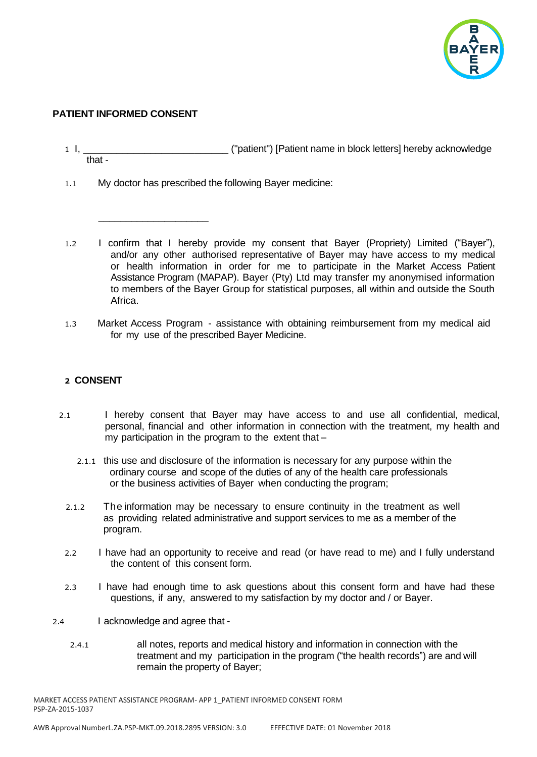## PATIENT INFORMED CONSENT

1 I, ___________________________ ("patient") [Patient name in block letters] hereby acknowledge that -

1.1 My doctor has prescribed the following Bayer medicine:

_____________________

1.2 I confirm that I hereby provide my consent that Bayer (Propriety) Limited ("Bayer"), and/or any other authorised representative of Bayer may have access to my medical or health information in order for me to participate in the Market Access Patient Assistance Program (MAPAP). Bayer (Pty) Ltd may transfer my anonymised information to members of the Bayer Group for statistical purposes, all within and outside the South Africa.

1.3 Market Access Program - assistance with obtaining reimbursement from my medical aid for my use of the prescribed Bayer Medicine.

## 2 CONSENT

2.1 I hereby consent that Bayer may have access to and use all confidential, medical, personal, financial and other information in connection with the treatment, my health and my participation in the program to the extent that –

2.1.1 this use and disclosure of the information is necessary for any purpose within the ordinary course and scope of the duties of any of the health care professionals or the business activities of Bayer when conducting the program;

2.1.2 The information may be necessary to ensure continuity in the treatment as well as providing related administrative and support services to me as a member of the program.

2.2 I have had an opportunity to receive and read (or have read to me) and I fully understand the content of this consent form.

2.3 I have had enough time to ask questions about this consent form and have had these questions, if any, answered to my satisfaction by my doctor and / or Bayer.

2.4 I acknowledge and agree that -

2.4.1 all notes, reports and medical history and information in connection with the treatment and my participation in the program ("the health records") are and will remain the property of Bayer;

MARKET ACCESS PATIENT ASSISTANCE PROGRAM- APP 1_PATIENT INFORMED CONSENT FORM
PSP-ZA-2015-1037

AWB Approval NumberL.ZA.PSP-MKT.09.2018.2895 VERSION: 3.0 EFFECTIVE DATE: 01 November 2018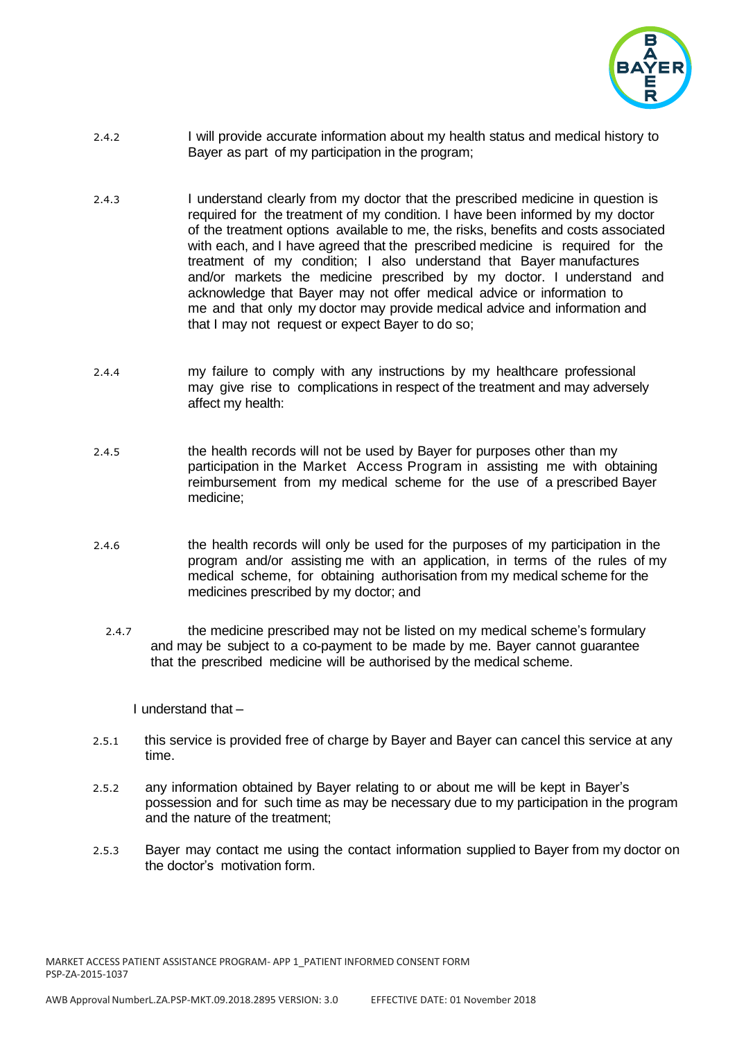2.4.2 I will provide accurate information about my health status and medical history to Bayer as part of my participation in the program;

2.4.3 I understand clearly from my doctor that the prescribed medicine in question is required for the treatment of my condition. I have been informed by my doctor of the treatment options available to me, the risks, benefits and costs associated with each, and I have agreed that the prescribed medicine is required for the treatment of my condition; I also understand that Bayer manufactures and/or markets the medicine prescribed by my doctor. I understand and acknowledge that Bayer may not offer medical advice or information to me and that only my doctor may provide medical advice and information and that I may not request or expect Bayer to do so;

2.4.4 my failure to comply with any instructions by my healthcare professional may give rise to complications in respect of the treatment and may adversely affect my health:

2.4.5 the health records will not be used by Bayer for purposes other than my participation in the Market Access Program in assisting me with obtaining reimbursement from my medical scheme for the use of a prescribed Bayer medicine;

2.4.6 the health records will only be used for the purposes of my participation in the program and/or assisting me with an application, in terms of the rules of my medical scheme, for obtaining authorisation from my medical scheme for the medicines prescribed by my doctor; and

2.4.7 the medicine prescribed may not be listed on my medical scheme's formulary and may be subject to a co-payment to be made by me. Bayer cannot guarantee that the prescribed medicine will be authorised by the medical scheme.

I understand that –

2.5.1 this service is provided free of charge by Bayer and Bayer can cancel this service at any time.

2.5.2 any information obtained by Bayer relating to or about me will be kept in Bayer's possession and for such time as may be necessary due to my participation in the program and the nature of the treatment;

2.5.3 Bayer may contact me using the contact information supplied to Bayer from my doctor on the doctor's motivation form.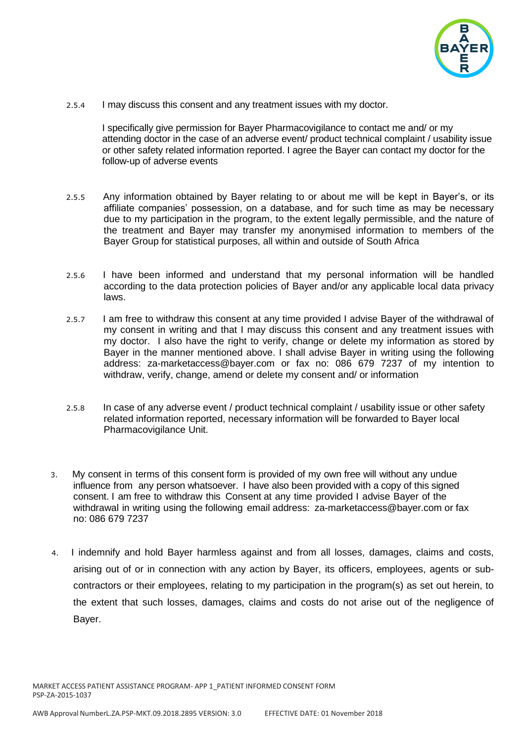2.5.4 I may discuss this consent and any treatment issues with my doctor.

I specifically give permission for Bayer Pharmacovigilance to contact me and/ or my attending doctor in the case of an adverse event/ product technical complaint / usability issue or other safety related information reported. I agree the Bayer can contact my doctor for the follow-up of adverse events

2.5.5 Any information obtained by Bayer relating to or about me will be kept in Bayer's, or its affiliate companies' possession, on a database, and for such time as may be necessary due to my participation in the program, to the extent legally permissible, and the nature of the treatment and Bayer may transfer my anonymised information to members of the Bayer Group for statistical purposes, all within and outside of South Africa

2.5.6 I have been informed and understand that my personal information will be handled according to the data protection policies of Bayer and/or any applicable local data privacy laws.

2.5.7 I am free to withdraw this consent at any time provided I advise Bayer of the withdrawal of my consent in writing and that I may discuss this consent and any treatment issues with my doctor. I also have the right to verify, change or delete my information as stored by Bayer in the manner mentioned above. I shall advise Bayer in writing using the following address: za-marketaccess@bayer.com or fax no: 086 679 7237 of my intention to withdraw, verify, change, amend or delete my consent and/ or information

2.5.8 In case of any adverse event / product technical complaint / usability issue or other safety related information reported, necessary information will be forwarded to Bayer local Pharmacovigilance Unit.

3. My consent in terms of this consent form is provided of my own free will without any undue influence from any person whatsoever. I have also been provided with a copy of this signed consent. I am free to withdraw this Consent at any time provided I advise Bayer of the withdrawal in writing using the following email address: za-marketaccess@bayer.com or fax no: 086 679 7237

4. I indemnify and hold Bayer harmless against and from all losses, damages, claims and costs, arising out of or in connection with any action by Bayer, its officers, employees, agents or sub-contractors or their employees, relating to my participation in the program(s) as set out herein, to the extent that such losses, damages, claims and costs do not arise out of the negligence of Bayer.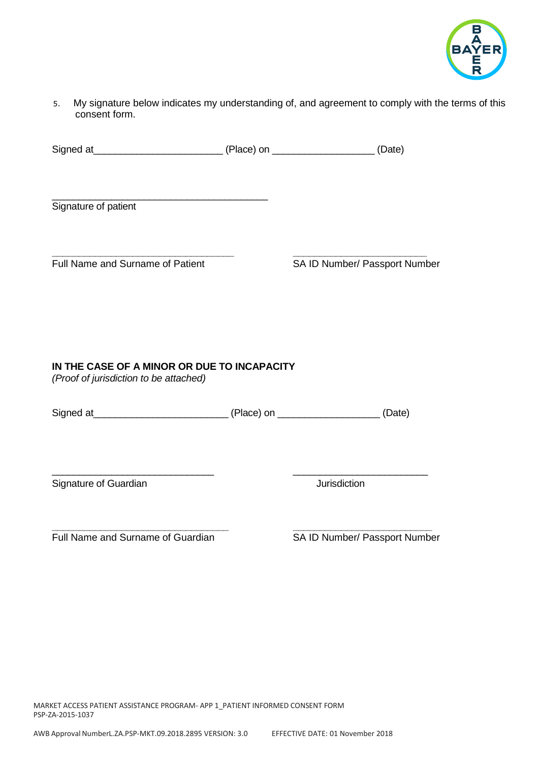5. My signature below indicates my understanding of, and agreement to comply with the terms of this consent form.

Signed at_______________________ (Place) on __________________ (Date)

________________________________________
Signature of patient

_________________________________ _________________________
Full Name and Surname of Patient SA ID Number/ Passport Number

**IN THE CASE OF A MINOR OR DUE TO INCAPACITY**
*(Proof of jurisdiction to be attached)*

Signed at________________________ (Place) on __________________ (Date)

_____________________________ _________________________
Signature of Guardian Jurisdiction

_________________________________ _________________________
Full Name and Surname of Guardian SA ID Number/ Passport Number

MARKET ACCESS PATIENT ASSISTANCE PROGRAM- APP 1_PATIENT INFORMED CONSENT FORM
PSP-ZA-2015-1037

AWB Approval NumberL.ZA.PSP-MKT.09.2018.2895 VERSION: 3.0 EFFECTIVE DATE: 01 November 2018